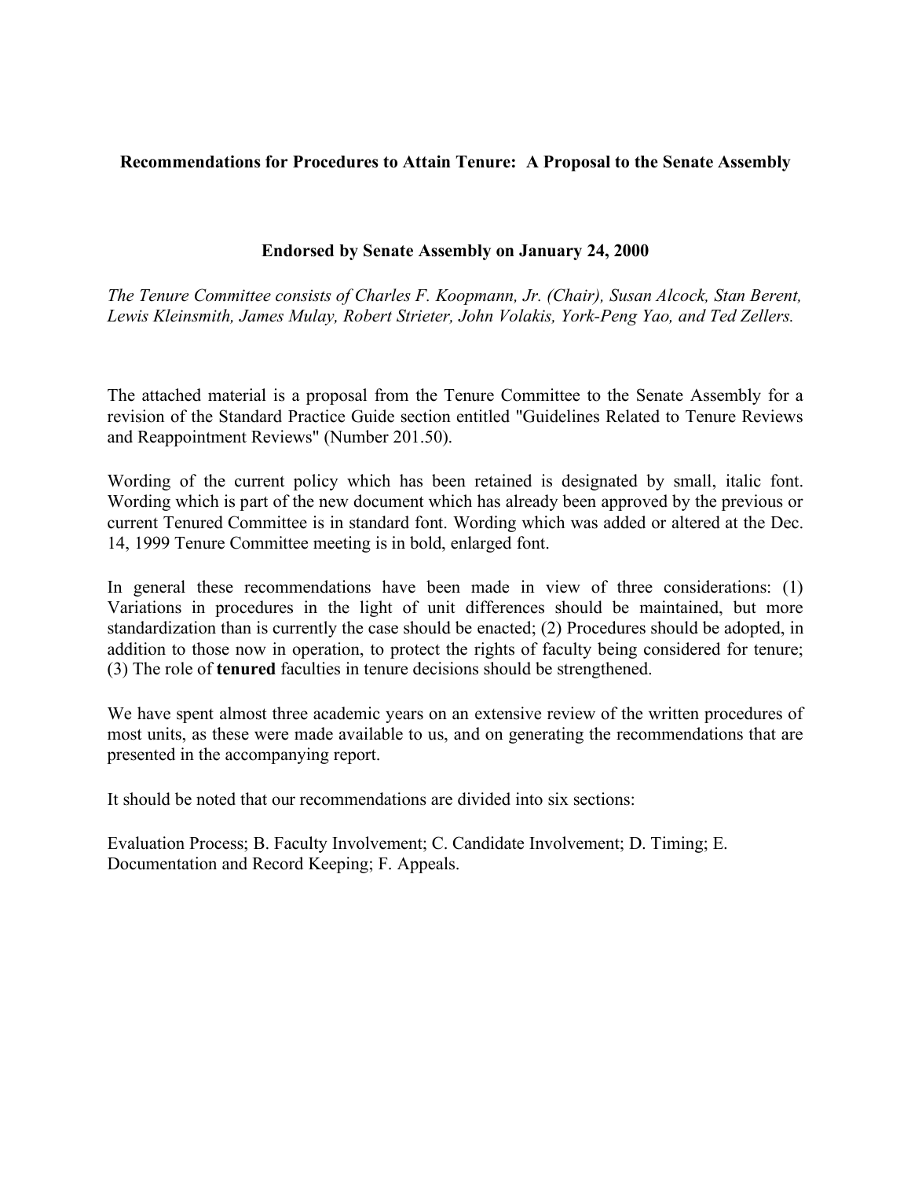**Recommendations for Procedures to Attain Tenure: A Proposal to the Senate Assembly**

**Endorsed by Senate Assembly on January 24, 2000**

*The Tenure Committee consists of Charles F. Koopmann, Jr. (Chair), Susan Alcock, Stan Berent, Lewis Kleinsmith, James Mulay, Robert Strieter, John Volakis, York-Peng Yao, and Ted Zellers.*

The attached material is a proposal from the Tenure Committee to the Senate Assembly for a revision of the Standard Practice Guide section entitled "Guidelines Related to Tenure Reviews and Reappointment Reviews" (Number 201.50).

Wording of the current policy which has been retained is designated by small, italic font. Wording which is part of the new document which has already been approved by the previous or current Tenured Committee is in standard font. Wording which was added or altered at the Dec. 14, 1999 Tenure Committee meeting is in bold, enlarged font.

In general these recommendations have been made in view of three considerations: (1) Variations in procedures in the light of unit differences should be maintained, but more standardization than is currently the case should be enacted; (2) Procedures should be adopted, in addition to those now in operation, to protect the rights of faculty being considered for tenure; (3) The role of **tenured** faculties in tenure decisions should be strengthened.

We have spent almost three academic years on an extensive review of the written procedures of most units, as these were made available to us, and on generating the recommendations that are presented in the accompanying report.

It should be noted that our recommendations are divided into six sections:

Evaluation Process; B. Faculty Involvement; C. Candidate Involvement; D. Timing; E. Documentation and Record Keeping; F. Appeals.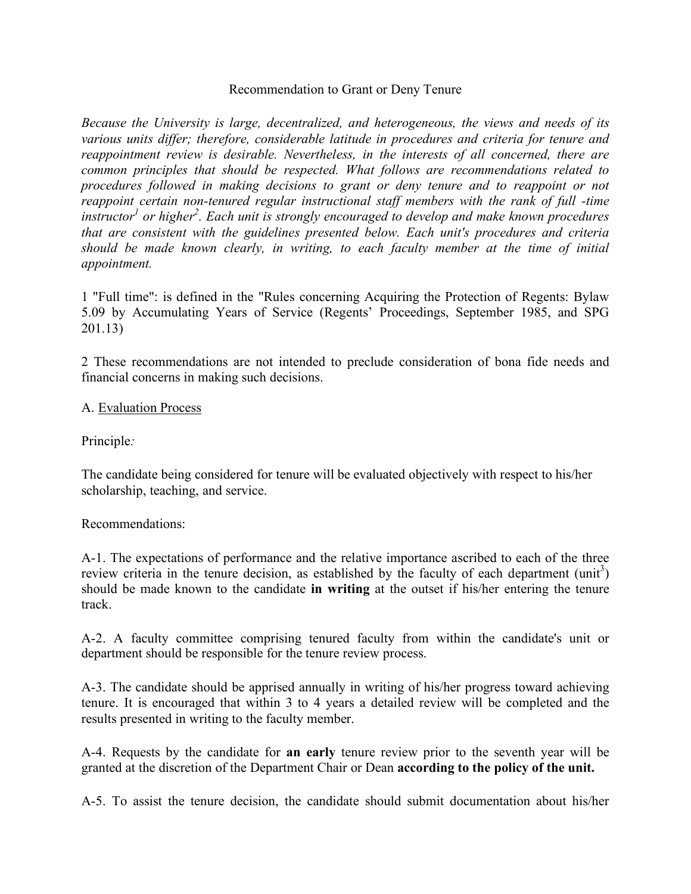Recommendation to Grant or Deny Tenure

*Because the University is large, decentralized, and heterogeneous, the views and needs of its various units differ; therefore, considerable latitude in procedures and criteria for tenure and reappointment review is desirable. Nevertheless, in the interests of all concerned, there are common principles that should be respected. What follows are recommendations related to procedures followed in making decisions to grant or deny tenure and to reappoint or not reappoint certain non-tenured regular instructional staff members with the rank of full -time instructor[1] or higher[2]. Each unit is strongly encouraged to develop and make known procedures that are consistent with the guidelines presented below. Each unit's procedures and criteria should be made known clearly, in writing, to each faculty member at the time of initial appointment.*

1 "Full time": is defined in the "Rules concerning Acquiring the Protection of Regents: Bylaw 5.09 by Accumulating Years of Service (Regents' Proceedings, September 1985, and SPG 201.13)

2 These recommendations are not intended to preclude consideration of bona fide needs and financial concerns in making such decisions.

A. Evaluation Process

Principle*:*

The candidate being considered for tenure will be evaluated objectively with respect to his/her scholarship, teaching, and service.

Recommendations:

A-1. The expectations of performance and the relative importance ascribed to each of the three review criteria in the tenure decision, as established by the faculty of each department (unit[3]) should be made known to the candidate **in writing** at the outset if his/her entering the tenure track.

A-2. A faculty committee comprising tenured faculty from within the candidate's unit or department should be responsible for the tenure review process.

A-3. The candidate should be apprised annually in writing of his/her progress toward achieving tenure. It is encouraged that within 3 to 4 years a detailed review will be completed and the results presented in writing to the faculty member.

A-4. Requests by the candidate for **an early** tenure review prior to the seventh year will be granted at the discretion of the Department Chair or Dean **according to the policy of the unit.**

A-5. To assist the tenure decision, the candidate should submit documentation about his/her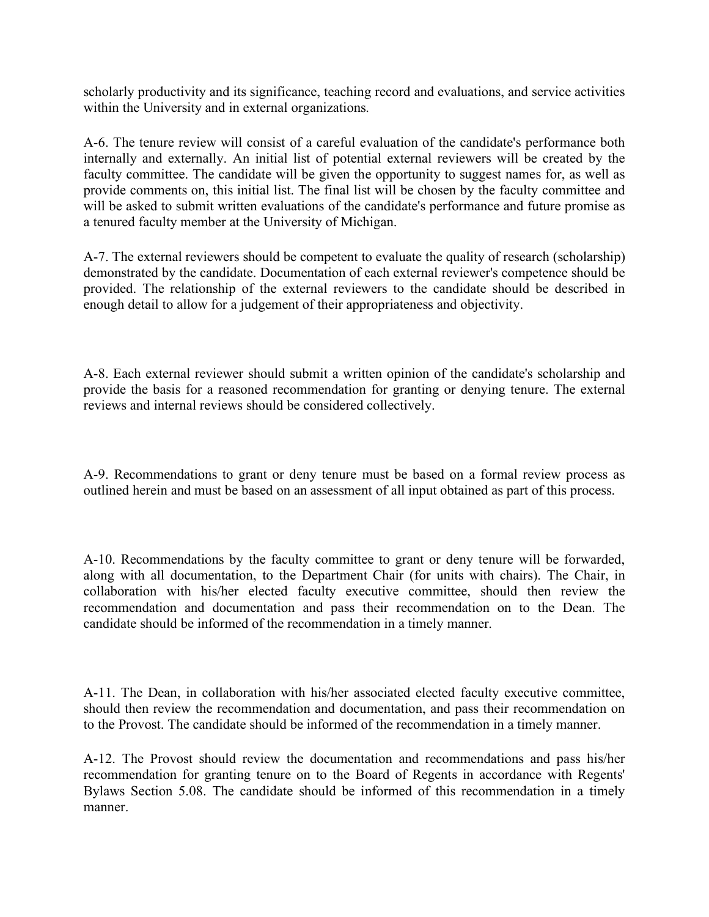scholarly productivity and its significance, teaching record and evaluations, and service activities within the University and in external organizations.

A-6. The tenure review will consist of a careful evaluation of the candidate's performance both internally and externally. An initial list of potential external reviewers will be created by the faculty committee. The candidate will be given the opportunity to suggest names for, as well as provide comments on, this initial list. The final list will be chosen by the faculty committee and will be asked to submit written evaluations of the candidate's performance and future promise as a tenured faculty member at the University of Michigan.

A-7. The external reviewers should be competent to evaluate the quality of research (scholarship) demonstrated by the candidate. Documentation of each external reviewer's competence should be provided. The relationship of the external reviewers to the candidate should be described in enough detail to allow for a judgement of their appropriateness and objectivity.

A-8. Each external reviewer should submit a written opinion of the candidate's scholarship and provide the basis for a reasoned recommendation for granting or denying tenure. The external reviews and internal reviews should be considered collectively.

A-9. Recommendations to grant or deny tenure must be based on a formal review process as outlined herein and must be based on an assessment of all input obtained as part of this process.

A-10. Recommendations by the faculty committee to grant or deny tenure will be forwarded, along with all documentation, to the Department Chair (for units with chairs). The Chair, in collaboration with his/her elected faculty executive committee, should then review the recommendation and documentation and pass their recommendation on to the Dean. The candidate should be informed of the recommendation in a timely manner.

A-11. The Dean, in collaboration with his/her associated elected faculty executive committee, should then review the recommendation and documentation, and pass their recommendation on to the Provost. The candidate should be informed of the recommendation in a timely manner.

A-12. The Provost should review the documentation and recommendations and pass his/her recommendation for granting tenure on to the Board of Regents in accordance with Regents' Bylaws Section 5.08. The candidate should be informed of this recommendation in a timely manner.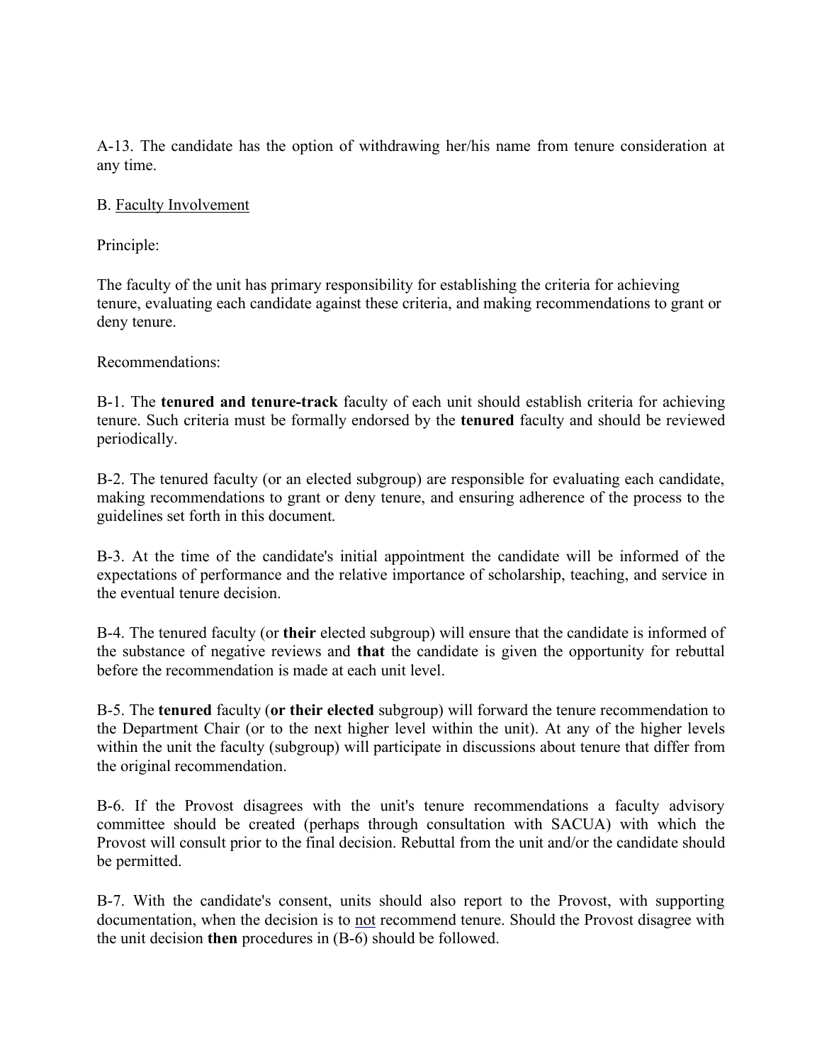A-13. The candidate has the option of withdrawing her/his name from tenure consideration at any time.

B. Faculty Involvement

Principle:

The faculty of the unit has primary responsibility for establishing the criteria for achieving tenure, evaluating each candidate against these criteria, and making recommendations to grant or deny tenure.

Recommendations:

B-1. The **tenured and tenure-track** faculty of each unit should establish criteria for achieving tenure. Such criteria must be formally endorsed by the **tenured** faculty and should be reviewed periodically.

B-2. The tenured faculty (or an elected subgroup) are responsible for evaluating each candidate, making recommendations to grant or deny tenure, and ensuring adherence of the process to the guidelines set forth in this document.

B-3. At the time of the candidate's initial appointment the candidate will be informed of the expectations of performance and the relative importance of scholarship, teaching, and service in the eventual tenure decision.

B-4. The tenured faculty (or **their** elected subgroup) will ensure that the candidate is informed of the substance of negative reviews and **that** the candidate is given the opportunity for rebuttal before the recommendation is made at each unit level.

B-5. The **tenured** faculty (**or their elected** subgroup) will forward the tenure recommendation to the Department Chair (or to the next higher level within the unit). At any of the higher levels within the unit the faculty (subgroup) will participate in discussions about tenure that differ from the original recommendation.

B-6. If the Provost disagrees with the unit's tenure recommendations a faculty advisory committee should be created (perhaps through consultation with SACUA) with which the Provost will consult prior to the final decision. Rebuttal from the unit and/or the candidate should be permitted.

B-7. With the candidate's consent, units should also report to the Provost, with supporting documentation, when the decision is to not recommend tenure. Should the Provost disagree with the unit decision **then** procedures in (B-6) should be followed.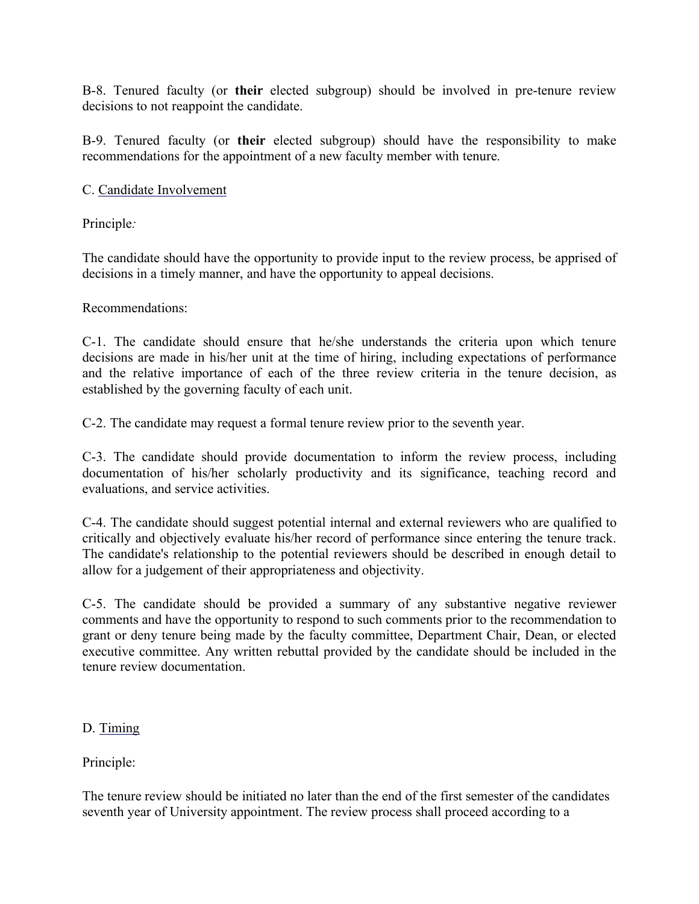B-8. Tenured faculty (or **their** elected subgroup) should be involved in pre-tenure review decisions to not reappoint the candidate.

B-9. Tenured faculty (or **their** elected subgroup) should have the responsibility to make recommendations for the appointment of a new faculty member with tenure.

C. Candidate Involvement

Principle*:*

The candidate should have the opportunity to provide input to the review process, be apprised of decisions in a timely manner, and have the opportunity to appeal decisions.

Recommendations:

C-1. The candidate should ensure that he/she understands the criteria upon which tenure decisions are made in his/her unit at the time of hiring, including expectations of performance and the relative importance of each of the three review criteria in the tenure decision, as established by the governing faculty of each unit.

C-2. The candidate may request a formal tenure review prior to the seventh year.

C-3. The candidate should provide documentation to inform the review process, including documentation of his/her scholarly productivity and its significance, teaching record and evaluations, and service activities.

C-4. The candidate should suggest potential internal and external reviewers who are qualified to critically and objectively evaluate his/her record of performance since entering the tenure track. The candidate's relationship to the potential reviewers should be described in enough detail to allow for a judgement of their appropriateness and objectivity.

C-5. The candidate should be provided a summary of any substantive negative reviewer comments and have the opportunity to respond to such comments prior to the recommendation to grant or deny tenure being made by the faculty committee, Department Chair, Dean, or elected executive committee. Any written rebuttal provided by the candidate should be included in the tenure review documentation.

D. Timing

Principle:

The tenure review should be initiated no later than the end of the first semester of the candidates seventh year of University appointment. The review process shall proceed according to a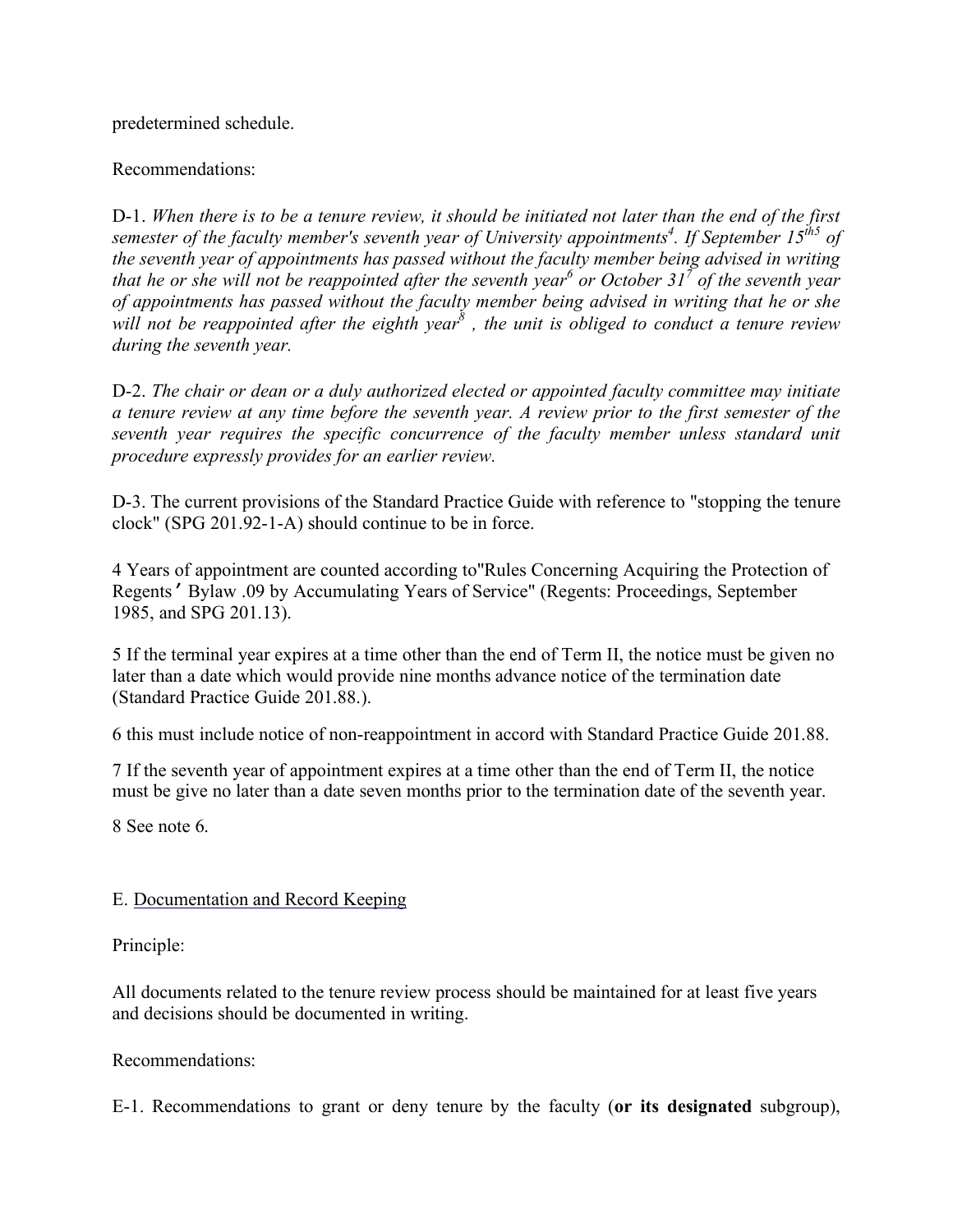predetermined schedule.

Recommendations:

D-1. *When there is to be a tenure review, it should be initiated not later than the end of the first semester of the faculty member's seventh year of University appointments*[4]*. If September 15*[th5] *of the seventh year of appointments has passed without the faculty member being advised in writing that he or she will not be reappointed after the seventh year*[6] *or October 31*[7] *of the seventh year of appointments has passed without the faculty member being advised in writing that he or she will not be reappointed after the eighth year*[8] *, the unit is obliged to conduct a tenure review during the seventh year.*

D-2. *The chair or dean or a duly authorized elected or appointed faculty committee may initiate a tenure review at any time before the seventh year. A review prior to the first semester of the seventh year requires the specific concurrence of the faculty member unless standard unit procedure expressly provides for an earlier review.*

D-3. The current provisions of the Standard Practice Guide with reference to "stopping the tenure clock" (SPG 201.92-1-A) should continue to be in force.

4 Years of appointment are counted according to"Rules Concerning Acquiring the Protection of Regents’ Bylaw .09 by Accumulating Years of Service" (Regents: Proceedings, September 1985, and SPG 201.13).

5 If the terminal year expires at a time other than the end of Term II, the notice must be given no later than a date which would provide nine months advance notice of the termination date (Standard Practice Guide 201.88.).

6 this must include notice of non-reappointment in accord with Standard Practice Guide 201.88.

7 If the seventh year of appointment expires at a time other than the end of Term II, the notice must be give no later than a date seven months prior to the termination date of the seventh year.

8 See note 6.

E. Documentation and Record Keeping

Principle:

All documents related to the tenure review process should be maintained for at least five years and decisions should be documented in writing.

Recommendations:

E-1. Recommendations to grant or deny tenure by the faculty (**or its designated** subgroup),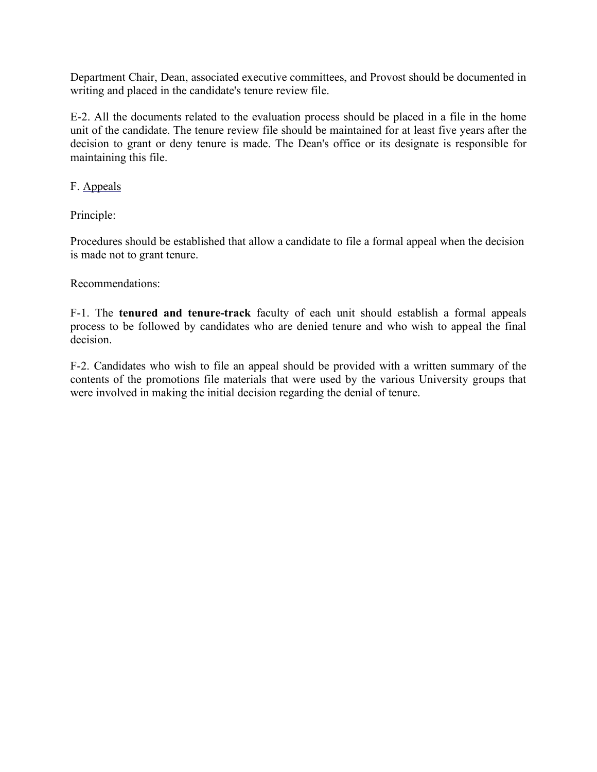Department Chair, Dean, associated executive committees, and Provost should be documented in writing and placed in the candidate's tenure review file.

E-2. All the documents related to the evaluation process should be placed in a file in the home unit of the candidate. The tenure review file should be maintained for at least five years after the decision to grant or deny tenure is made. The Dean's office or its designate is responsible for maintaining this file.

F. Appeals

Principle:

Procedures should be established that allow a candidate to file a formal appeal when the decision is made not to grant tenure.

Recommendations:

F-1. The **tenured and tenure-track** faculty of each unit should establish a formal appeals process to be followed by candidates who are denied tenure and who wish to appeal the final decision.

F-2. Candidates who wish to file an appeal should be provided with a written summary of the contents of the promotions file materials that were used by the various University groups that were involved in making the initial decision regarding the denial of tenure.